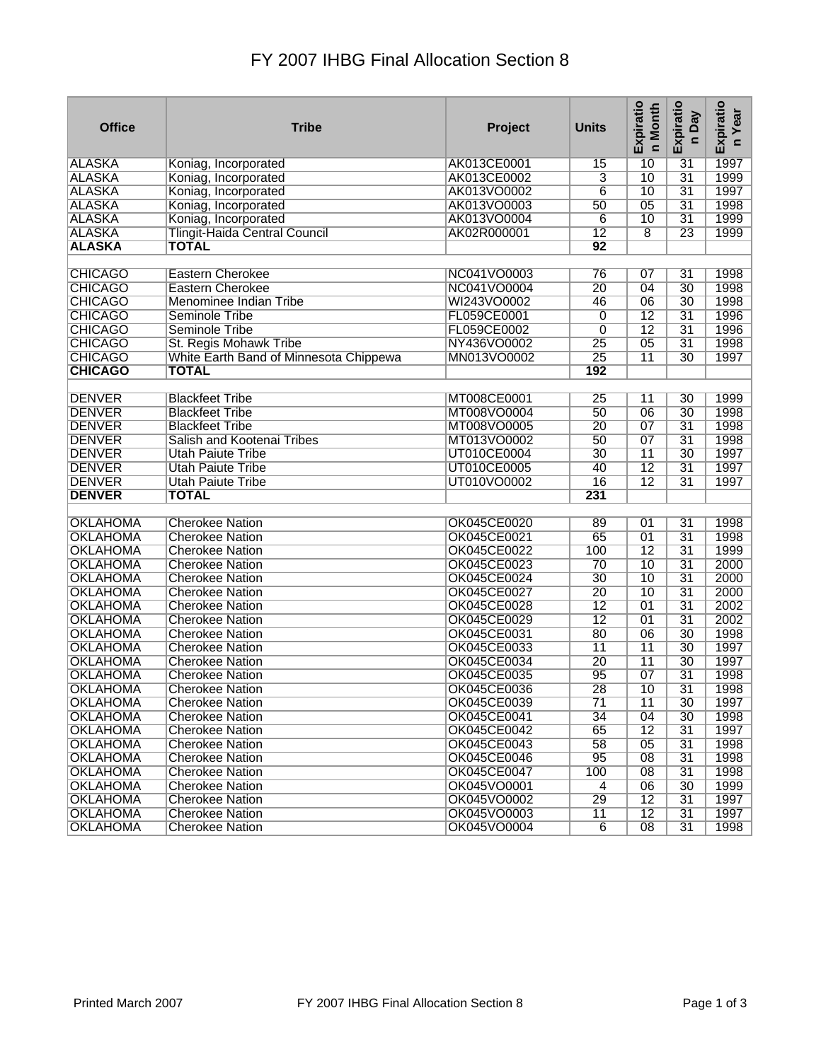# FY 2007 IHBG Final Allocation Section 8

| Office | Tribe | Project | Units | Expiration Month | Expiration Day | Expiration Year |
|---|---|---|---|---|---|---|
| ALASKA | Koniag, Incorporated | AK013CE0001 | 15 | 10 | 31 | 1997 |
| ALASKA | Koniag, Incorporated | AK013CE0002 | 3 | 10 | 31 | 1999 |
| ALASKA | Koniag, Incorporated | AK013VO0002 | 6 | 10 | 31 | 1997 |
| ALASKA | Koniag, Incorporated | AK013VO0003 | 50 | 05 | 31 | 1998 |
| ALASKA | Koniag, Incorporated | AK013VO0004 | 6 | 10 | 31 | 1999 |
| ALASKA | Tlingit-Haida Central Council | AK02R000001 | 12 | 8 | 23 | 1999 |
| **ALASKA** | **TOTAL** | | **92** | | | |
| | | | | | | |
| CHICAGO | Eastern Cherokee | NC041VO0003 | 76 | 07 | 31 | 1998 |
| CHICAGO | Eastern Cherokee | NC041VO0004 | 20 | 04 | 30 | 1998 |
| CHICAGO | Menominee Indian Tribe | WI243VO0002 | 46 | 06 | 30 | 1998 |
| CHICAGO | Seminole Tribe | FL059CE0001 | 0 | 12 | 31 | 1996 |
| CHICAGO | Seminole Tribe | FL059CE0002 | 0 | 12 | 31 | 1996 |
| CHICAGO | St. Regis Mohawk Tribe | NY436VO0002 | 25 | 05 | 31 | 1998 |
| CHICAGO | White Earth Band of Minnesota Chippewa | MN013VO0002 | 25 | 11 | 30 | 1997 |
| **CHICAGO** | **TOTAL** | | **192** | | | |
| | | | | | | |
| DENVER | Blackfeet Tribe | MT008CE0001 | 25 | 11 | 30 | 1999 |
| DENVER | Blackfeet Tribe | MT008VO0004 | 50 | 06 | 30 | 1998 |
| DENVER | Blackfeet Tribe | MT008VO0005 | 20 | 07 | 31 | 1998 |
| DENVER | Salish and Kootenai Tribes | MT013VO0002 | 50 | 07 | 31 | 1998 |
| DENVER | Utah Paiute Tribe | UT010CE0004 | 30 | 11 | 30 | 1997 |
| DENVER | Utah Paiute Tribe | UT010CE0005 | 40 | 12 | 31 | 1997 |
| DENVER | Utah Paiute Tribe | UT010VO0002 | 16 | 12 | 31 | 1997 |
| **DENVER** | **TOTAL** | | **231** | | | |
| | | | | | | |
| OKLAHOMA | Cherokee Nation | OK045CE0020 | 89 | 01 | 31 | 1998 |
| OKLAHOMA | Cherokee Nation | OK045CE0021 | 65 | 01 | 31 | 1998 |
| OKLAHOMA | Cherokee Nation | OK045CE0022 | 100 | 12 | 31 | 1999 |
| OKLAHOMA | Cherokee Nation | OK045CE0023 | 70 | 10 | 31 | 2000 |
| OKLAHOMA | Cherokee Nation | OK045CE0024 | 30 | 10 | 31 | 2000 |
| OKLAHOMA | Cherokee Nation | OK045CE0027 | 20 | 10 | 31 | 2000 |
| OKLAHOMA | Cherokee Nation | OK045CE0028 | 12 | 01 | 31 | 2002 |
| OKLAHOMA | Cherokee Nation | OK045CE0029 | 12 | 01 | 31 | 2002 |
| OKLAHOMA | Cherokee Nation | OK045CE0031 | 80 | 06 | 30 | 1998 |
| OKLAHOMA | Cherokee Nation | OK045CE0033 | 11 | 11 | 30 | 1997 |
| OKLAHOMA | Cherokee Nation | OK045CE0034 | 20 | 11 | 30 | 1997 |
| OKLAHOMA | Cherokee Nation | OK045CE0035 | 95 | 07 | 31 | 1998 |
| OKLAHOMA | Cherokee Nation | OK045CE0036 | 28 | 10 | 31 | 1998 |
| OKLAHOMA | Cherokee Nation | OK045CE0039 | 71 | 11 | 30 | 1997 |
| OKLAHOMA | Cherokee Nation | OK045CE0041 | 34 | 04 | 30 | 1998 |
| OKLAHOMA | Cherokee Nation | OK045CE0042 | 65 | 12 | 31 | 1997 |
| OKLAHOMA | Cherokee Nation | OK045CE0043 | 58 | 05 | 31 | 1998 |
| OKLAHOMA | Cherokee Nation | OK045CE0046 | 95 | 08 | 31 | 1998 |
| OKLAHOMA | Cherokee Nation | OK045CE0047 | 100 | 08 | 31 | 1998 |
| OKLAHOMA | Cherokee Nation | OK045VO0001 | 4 | 06 | 30 | 1999 |
| OKLAHOMA | Cherokee Nation | OK045VO0002 | 29 | 12 | 31 | 1997 |
| OKLAHOMA | Cherokee Nation | OK045VO0003 | 11 | 12 | 31 | 1997 |
| OKLAHOMA | Cherokee Nation | OK045VO0004 | 6 | 08 | 31 | 1998 |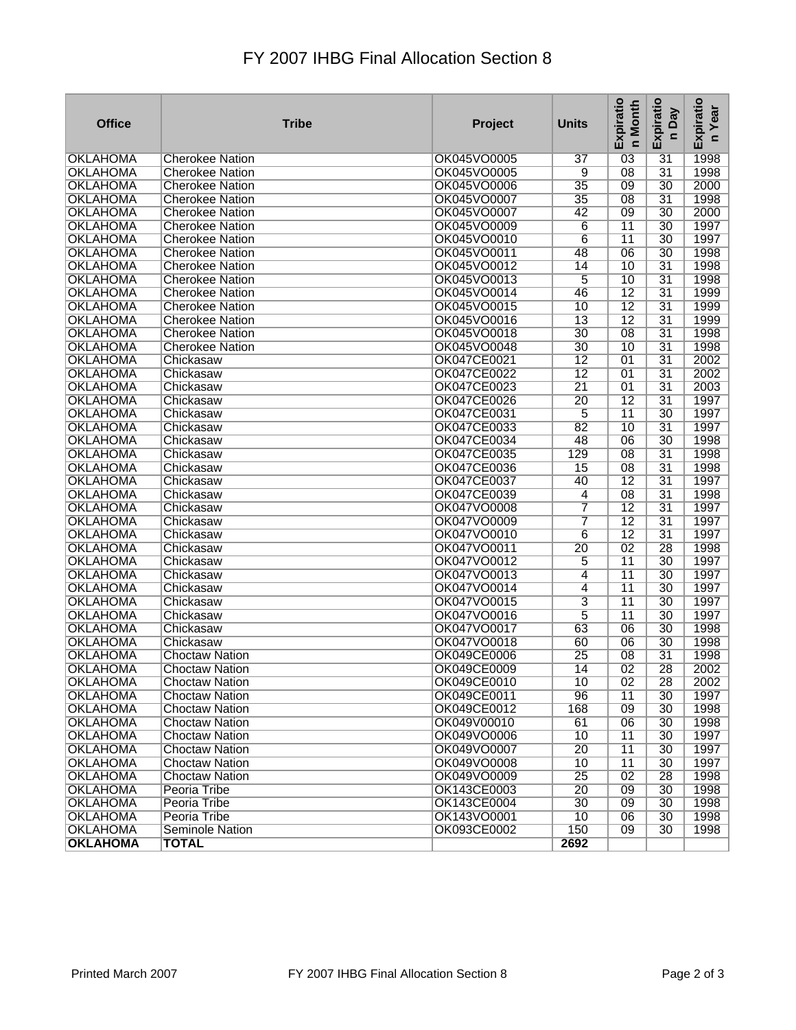# FY 2007 IHBG Final Allocation Section 8

| Office | Tribe | Project | Units | Expiration Month | Expiration Day | Expiration Year |
|---|---|---|---|---|---|---|
| OKLAHOMA | Cherokee Nation | OK045VO0005 | 37 | 03 | 31 | 1998 |
| OKLAHOMA | Cherokee Nation | OK045VO0005 | 9 | 08 | 31 | 1998 |
| OKLAHOMA | Cherokee Nation | OK045VO0006 | 35 | 09 | 30 | 2000 |
| OKLAHOMA | Cherokee Nation | OK045VO0007 | 35 | 08 | 31 | 1998 |
| OKLAHOMA | Cherokee Nation | OK045VO0007 | 42 | 09 | 30 | 2000 |
| OKLAHOMA | Cherokee Nation | OK045VO0009 | 6 | 11 | 30 | 1997 |
| OKLAHOMA | Cherokee Nation | OK045VO0010 | 6 | 11 | 30 | 1997 |
| OKLAHOMA | Cherokee Nation | OK045VO0011 | 48 | 06 | 30 | 1998 |
| OKLAHOMA | Cherokee Nation | OK045VO0012 | 14 | 10 | 31 | 1998 |
| OKLAHOMA | Cherokee Nation | OK045VO0013 | 5 | 10 | 31 | 1998 |
| OKLAHOMA | Cherokee Nation | OK045VO0014 | 46 | 12 | 31 | 1999 |
| OKLAHOMA | Cherokee Nation | OK045VO0015 | 10 | 12 | 31 | 1999 |
| OKLAHOMA | Cherokee Nation | OK045VO0016 | 13 | 12 | 31 | 1999 |
| OKLAHOMA | Cherokee Nation | OK045VO0018 | 30 | 08 | 31 | 1998 |
| OKLAHOMA | Cherokee Nation | OK045VO0048 | 30 | 10 | 31 | 1998 |
| OKLAHOMA | Chickasaw | OK047CE0021 | 12 | 01 | 31 | 2002 |
| OKLAHOMA | Chickasaw | OK047CE0022 | 12 | 01 | 31 | 2002 |
| OKLAHOMA | Chickasaw | OK047CE0023 | 21 | 01 | 31 | 2003 |
| OKLAHOMA | Chickasaw | OK047CE0026 | 20 | 12 | 31 | 1997 |
| OKLAHOMA | Chickasaw | OK047CE0031 | 5 | 11 | 30 | 1997 |
| OKLAHOMA | Chickasaw | OK047CE0033 | 82 | 10 | 31 | 1997 |
| OKLAHOMA | Chickasaw | OK047CE0034 | 48 | 06 | 30 | 1998 |
| OKLAHOMA | Chickasaw | OK047CE0035 | 129 | 08 | 31 | 1998 |
| OKLAHOMA | Chickasaw | OK047CE0036 | 15 | 08 | 31 | 1998 |
| OKLAHOMA | Chickasaw | OK047CE0037 | 40 | 12 | 31 | 1997 |
| OKLAHOMA | Chickasaw | OK047CE0039 | 4 | 08 | 31 | 1998 |
| OKLAHOMA | Chickasaw | OK047VO0008 | 7 | 12 | 31 | 1997 |
| OKLAHOMA | Chickasaw | OK047VO0009 | 7 | 12 | 31 | 1997 |
| OKLAHOMA | Chickasaw | OK047VO0010 | 6 | 12 | 31 | 1997 |
| OKLAHOMA | Chickasaw | OK047VO0011 | 20 | 02 | 28 | 1998 |
| OKLAHOMA | Chickasaw | OK047VO0012 | 5 | 11 | 30 | 1997 |
| OKLAHOMA | Chickasaw | OK047VO0013 | 4 | 11 | 30 | 1997 |
| OKLAHOMA | Chickasaw | OK047VO0014 | 4 | 11 | 30 | 1997 |
| OKLAHOMA | Chickasaw | OK047VO0015 | 3 | 11 | 30 | 1997 |
| OKLAHOMA | Chickasaw | OK047VO0016 | 5 | 11 | 30 | 1997 |
| OKLAHOMA | Chickasaw | OK047VO0017 | 63 | 06 | 30 | 1998 |
| OKLAHOMA | Chickasaw | OK047VO0018 | 60 | 06 | 30 | 1998 |
| OKLAHOMA | Choctaw Nation | OK049CE0006 | 25 | 08 | 31 | 1998 |
| OKLAHOMA | Choctaw Nation | OK049CE0009 | 14 | 02 | 28 | 2002 |
| OKLAHOMA | Choctaw Nation | OK049CE0010 | 10 | 02 | 28 | 2002 |
| OKLAHOMA | Choctaw Nation | OK049CE0011 | 96 | 11 | 30 | 1997 |
| OKLAHOMA | Choctaw Nation | OK049CE0012 | 168 | 09 | 30 | 1998 |
| OKLAHOMA | Choctaw Nation | OK049V00010 | 61 | 06 | 30 | 1998 |
| OKLAHOMA | Choctaw Nation | OK049VO0006 | 10 | 11 | 30 | 1997 |
| OKLAHOMA | Choctaw Nation | OK049VO0007 | 20 | 11 | 30 | 1997 |
| OKLAHOMA | Choctaw Nation | OK049VO0008 | 10 | 11 | 30 | 1997 |
| OKLAHOMA | Choctaw Nation | OK049VO0009 | 25 | 02 | 28 | 1998 |
| OKLAHOMA | Peoria Tribe | OK143CE0003 | 20 | 09 | 30 | 1998 |
| OKLAHOMA | Peoria Tribe | OK143CE0004 | 30 | 09 | 30 | 1998 |
| OKLAHOMA | Peoria Tribe | OK143VO0001 | 10 | 06 | 30 | 1998 |
| OKLAHOMA | Seminole Nation | OK093CE0002 | 150 | 09 | 30 | 1998 |
| **OKLAHOMA** | **TOTAL** | | **2692** | | | |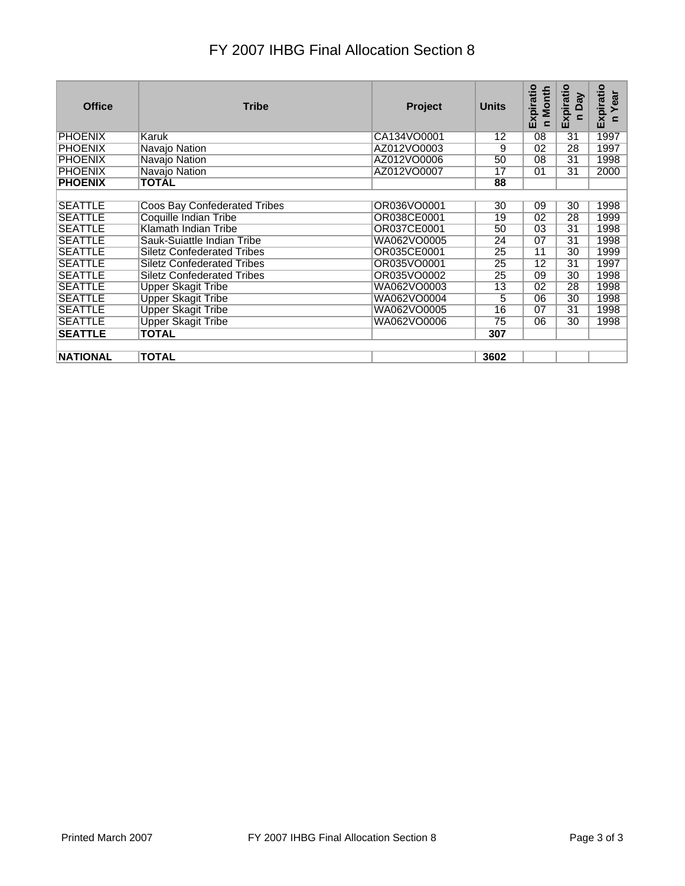# FY 2007 IHBG Final Allocation Section 8

| Office | Tribe | Project | Units | Expiration Month | Expiration Day | Expiration Year |
|---|---|---|---|---|---|---|
| PHOENIX | Karuk | CA134VO0001 | 12 | 08 | 31 | 1997 |
| PHOENIX | Navajo Nation | AZ012VO0003 | 9 | 02 | 28 | 1997 |
| PHOENIX | Navajo Nation | AZ012VO0006 | 50 | 08 | 31 | 1998 |
| PHOENIX | Navajo Nation | AZ012VO0007 | 17 | 01 | 31 | 2000 |
| **PHOENIX** | **TOTAL** | | **88** | | | |
| | | | | | | |
| SEATTLE | Coos Bay Confederated Tribes | OR036VO0001 | 30 | 09 | 30 | 1998 |
| SEATTLE | Coquille Indian Tribe | OR038CE0001 | 19 | 02 | 28 | 1999 |
| SEATTLE | Klamath Indian Tribe | OR037CE0001 | 50 | 03 | 31 | 1998 |
| SEATTLE | Sauk-Suiattle Indian Tribe | WA062VO0005 | 24 | 07 | 31 | 1998 |
| SEATTLE | Siletz Confederated Tribes | OR035CE0001 | 25 | 11 | 30 | 1999 |
| SEATTLE | Siletz Confederated Tribes | OR035VO0001 | 25 | 12 | 31 | 1997 |
| SEATTLE | Siletz Confederated Tribes | OR035VO0002 | 25 | 09 | 30 | 1998 |
| SEATTLE | Upper Skagit Tribe | WA062VO0003 | 13 | 02 | 28 | 1998 |
| SEATTLE | Upper Skagit Tribe | WA062VO0004 | 5 | 06 | 30 | 1998 |
| SEATTLE | Upper Skagit Tribe | WA062VO0005 | 16 | 07 | 31 | 1998 |
| SEATTLE | Upper Skagit Tribe | WA062VO0006 | 75 | 06 | 30 | 1998 |
| **SEATTLE** | **TOTAL** | | **307** | | | |
| | | | | | | |
| **NATIONAL** | **TOTAL** | | **3602** | | | |

Printed March 2007